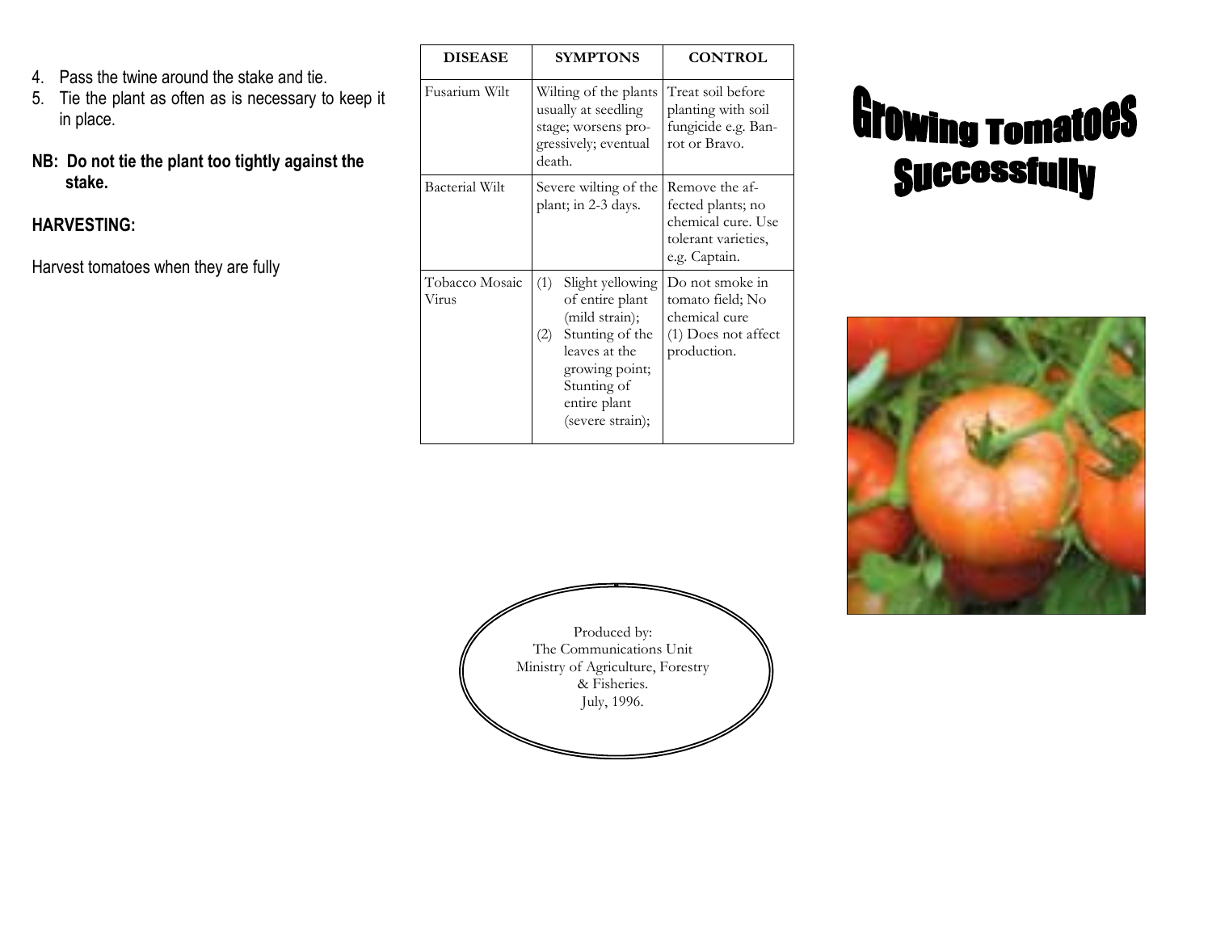4. Pass the twine around the stake and tie.
5. Tie the plant as often as is necessary to keep it in place.

**NB: Do not tie the plant too tightly against the stake.**

**HARVESTING:**

Harvest tomatoes when they are fully

| DISEASE | SYMPTONS | CONTROL |
|---|---|---|
| Fusarium Wilt | Wilting of the plants usually at seedling stage; worsens progressively; eventual death. | Treat soil before planting with soil fungicide e.g. Banrot or Bravo. |
| Bacterial Wilt | Severe wilting of the plant; in 2-3 days. | Remove the affected plants; no chemical cure. Use tolerant varieties, e.g. Captain. |
| Tobacco Mosaic Virus | (1) Slight yellowing of entire plant (mild strain); (2) Stunting of the leaves at the growing point; Stunting of entire plant (severe strain); | Do not smoke in tomato field; No chemical cure (1) Does not affect production. |

Produced by:
The Communications Unit
Ministry of Agriculture, Forestry & Fisheries.
July, 1996.

# Growing Tomatoes Successfully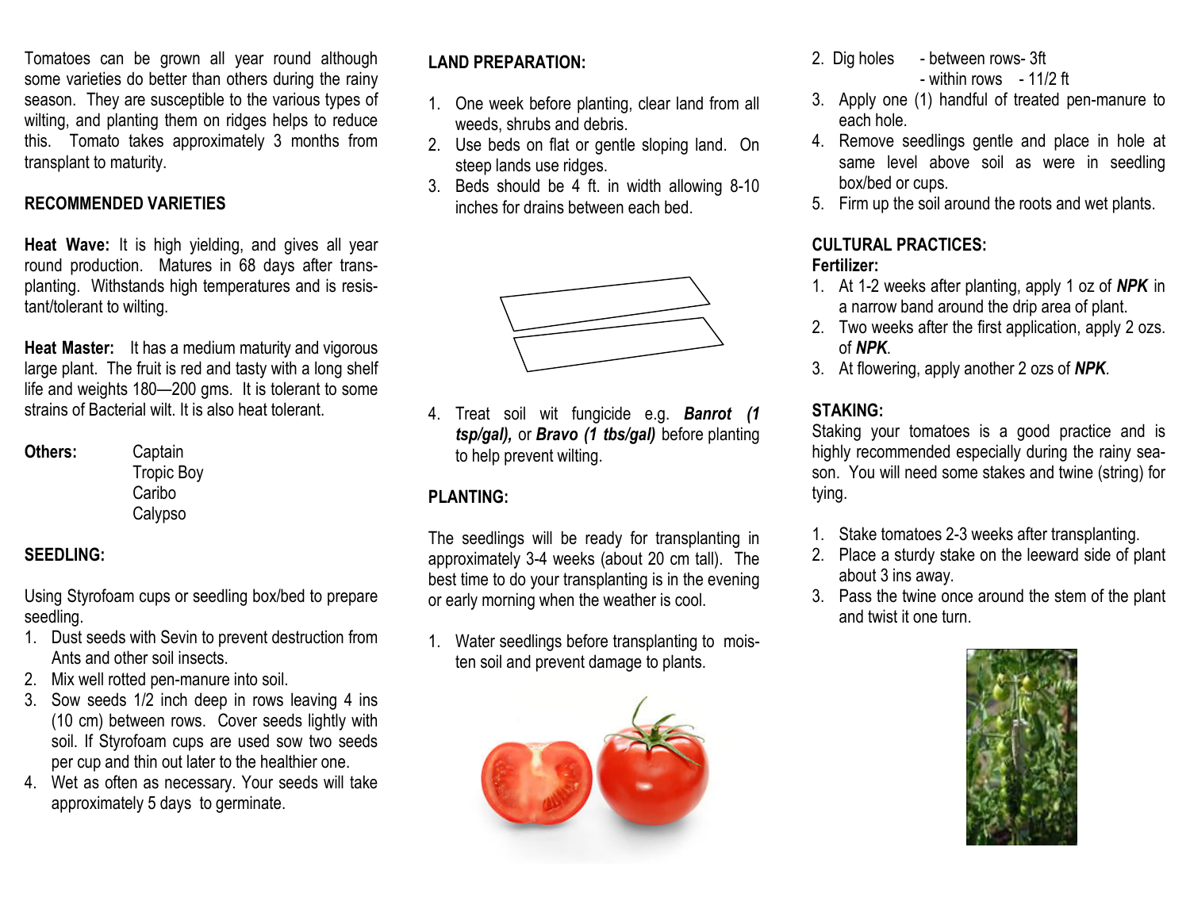Tomatoes can be grown all year round although some varieties do better than others during the rainy season. They are susceptible to the various types of wilting, and planting them on ridges helps to reduce this. Tomato takes approximately 3 months from transplant to maturity.

## RECOMMENDED VARIETIES

**Heat Wave:** It is high yielding, and gives all year round production. Matures in 68 days after trans-planting. Withstands high temperatures and is resistant/tolerant to wilting.

**Heat Master:** It has a medium maturity and vigorous large plant. The fruit is red and tasty with a long shelf life and weights 180—200 gms. It is tolerant to some strains of Bacterial wilt. It is also heat tolerant.

**Others:**
- Captain
- Tropic Boy
- Caribo
- Calypso

## SEEDLING:

Using Styrofoam cups or seedling box/bed to prepare seedling.

1. Dust seeds with Sevin to prevent destruction from Ants and other soil insects.
2. Mix well rotted pen-manure into soil.
3. Sow seeds 1/2 inch deep in rows leaving 4 ins (10 cm) between rows. Cover seeds lightly with soil. If Styrofoam cups are used sow two seeds per cup and thin out later to the healthier one.
4. Wet as often as necessary. Your seeds will take approximately 5 days to germinate.

## LAND PREPARATION:

1. One week before planting, clear land from all weeds, shrubs and debris.
2. Use beds on flat or gentle sloping land. On steep lands use ridges.
3. Beds should be 4 ft. in width allowing 8-10 inches for drains between each bed.
4. Treat soil wit fungicide e.g. ***Banrot (1 tsp/gal),*** or ***Bravo (1 tbs/gal)*** before planting to help prevent wilting.

## PLANTING:

The seedlings will be ready for transplanting in approximately 3-4 weeks (about 20 cm tall). The best time to do your transplanting is in the evening or early morning when the weather is cool.

1. Water seedlings before transplanting to moisten soil and prevent damage to plants.
2. Dig holes - between rows- 3ft
   - within rows - 11/2 ft
3. Apply one (1) handful of treated pen-manure to each hole.
4. Remove seedlings gentle and place in hole at same level above soil as were in seedling box/bed or cups.
5. Firm up the soil around the roots and wet plants.

## CULTURAL PRACTICES:

### Fertilizer:

1. At 1-2 weeks after planting, apply 1 oz of ***NPK*** in a narrow band around the drip area of plant.
2. Two weeks after the first application, apply 2 ozs. of ***NPK***.
3. At flowering, apply another 2 ozs of ***NPK***.

## STAKING:

Staking your tomatoes is a good practice and is highly recommended especially during the rainy season. You will need some stakes and twine (string) for tying.

1. Stake tomatoes 2-3 weeks after transplanting.
2. Place a sturdy stake on the leeward side of plant about 3 ins away.
3. Pass the twine once around the stem of the plant and twist it one turn.